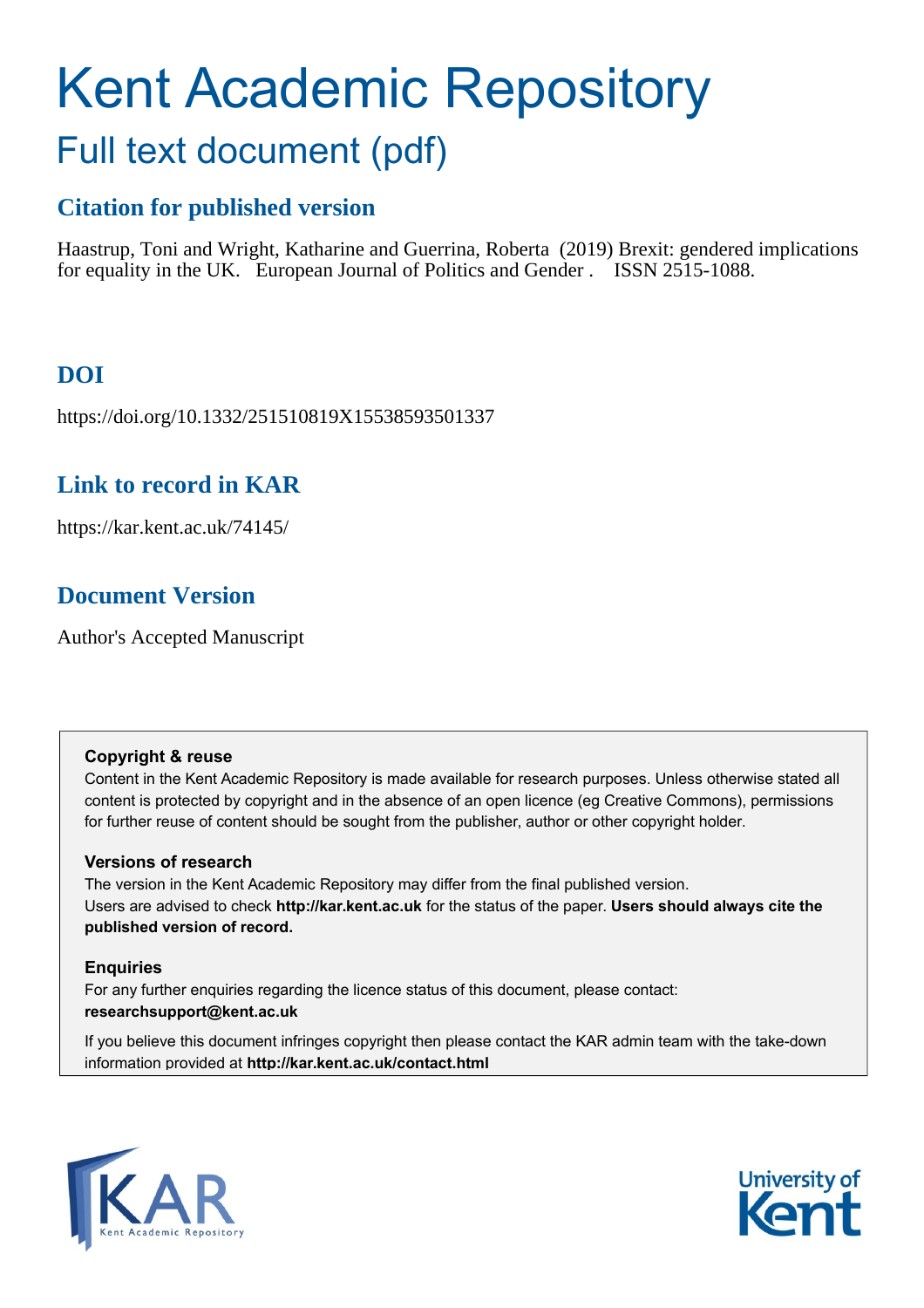# Kent Academic Repository

## Full text document (pdf)

### Citation for published version

Haastrup, Toni and Wright, Katharine and Guerrina, Roberta (2019) Brexit: gendered implications for equality in the UK. European Journal of Politics and Gender . ISSN 2515-1088.

### DOI

https://doi.org/10.1332/251510819X15538593501337

### Link to record in KAR

https://kar.kent.ac.uk/74145/

### Document Version

Author's Accepted Manuscript

**Copyright & reuse**

Content in the Kent Academic Repository is made available for research purposes. Unless otherwise stated all content is protected by copyright and in the absence of an open licence (eg Creative Commons), permissions for further reuse of content should be sought from the publisher, author or other copyright holder.

**Versions of research**

The version in the Kent Academic Repository may differ from the final published version. Users are advised to check **http://kar.kent.ac.uk** for the status of the paper. **Users should always cite the published version of record.**

**Enquiries**

For any further enquiries regarding the licence status of this document, please contact: **researchsupport@kent.ac.uk**

If you believe this document infringes copyright then please contact the KAR admin team with the take-down information provided at **http://kar.kent.ac.uk/contact.html**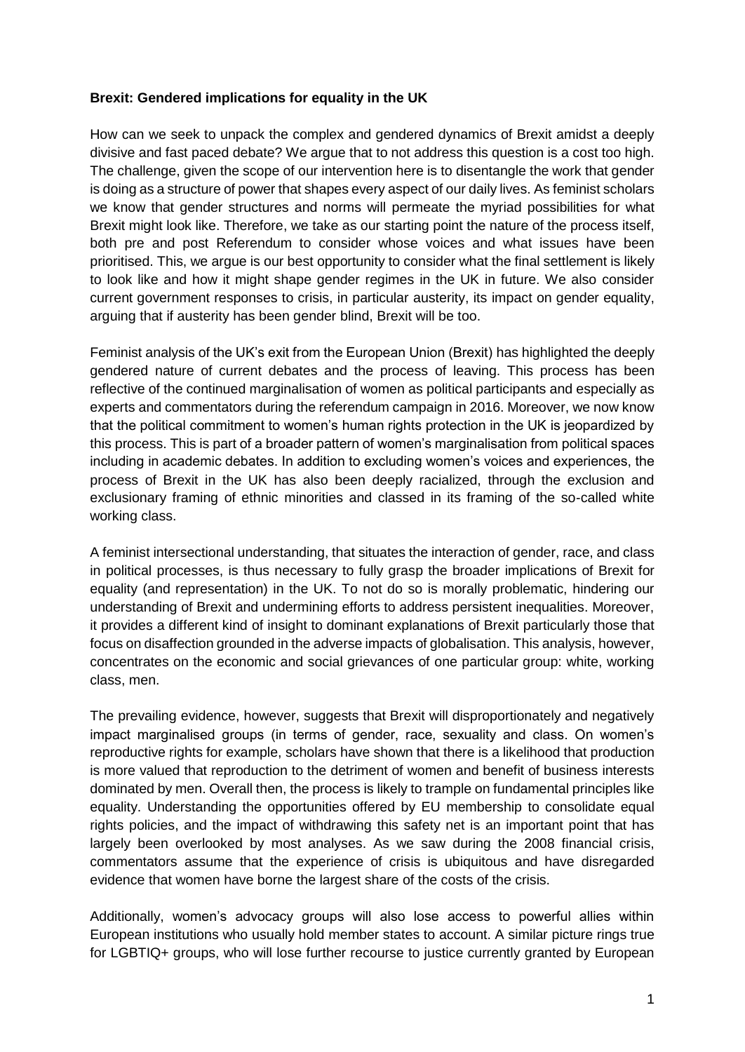**Brexit: Gendered implications for equality in the UK**

How can we seek to unpack the complex and gendered dynamics of Brexit amidst a deeply divisive and fast paced debate? We argue that to not address this question is a cost too high. The challenge, given the scope of our intervention here is to disentangle the work that gender is doing as a structure of power that shapes every aspect of our daily lives. As feminist scholars we know that gender structures and norms will permeate the myriad possibilities for what Brexit might look like. Therefore, we take as our starting point the nature of the process itself, both pre and post Referendum to consider whose voices and what issues have been prioritised. This, we argue is our best opportunity to consider what the final settlement is likely to look like and how it might shape gender regimes in the UK in future. We also consider current government responses to crisis, in particular austerity, its impact on gender equality, arguing that if austerity has been gender blind, Brexit will be too.

Feminist analysis of the UK's exit from the European Union (Brexit) has highlighted the deeply gendered nature of current debates and the process of leaving. This process has been reflective of the continued marginalisation of women as political participants and especially as experts and commentators during the referendum campaign in 2016. Moreover, we now know that the political commitment to women's human rights protection in the UK is jeopardized by this process. This is part of a broader pattern of women's marginalisation from political spaces including in academic debates. In addition to excluding women's voices and experiences, the process of Brexit in the UK has also been deeply racialized, through the exclusion and exclusionary framing of ethnic minorities and classed in its framing of the so-called white working class.

A feminist intersectional understanding, that situates the interaction of gender, race, and class in political processes, is thus necessary to fully grasp the broader implications of Brexit for equality (and representation) in the UK. To not do so is morally problematic, hindering our understanding of Brexit and undermining efforts to address persistent inequalities. Moreover, it provides a different kind of insight to dominant explanations of Brexit particularly those that focus on disaffection grounded in the adverse impacts of globalisation. This analysis, however, concentrates on the economic and social grievances of one particular group: white, working class, men.

The prevailing evidence, however, suggests that Brexit will disproportionately and negatively impact marginalised groups (in terms of gender, race, sexuality and class. On women's reproductive rights for example, scholars have shown that there is a likelihood that production is more valued that reproduction to the detriment of women and benefit of business interests dominated by men. Overall then, the process is likely to trample on fundamental principles like equality. Understanding the opportunities offered by EU membership to consolidate equal rights policies, and the impact of withdrawing this safety net is an important point that has largely been overlooked by most analyses. As we saw during the 2008 financial crisis, commentators assume that the experience of crisis is ubiquitous and have disregarded evidence that women have borne the largest share of the costs of the crisis.

Additionally, women's advocacy groups will also lose access to powerful allies within European institutions who usually hold member states to account. A similar picture rings true for LGBTIQ+ groups, who will lose further recourse to justice currently granted by European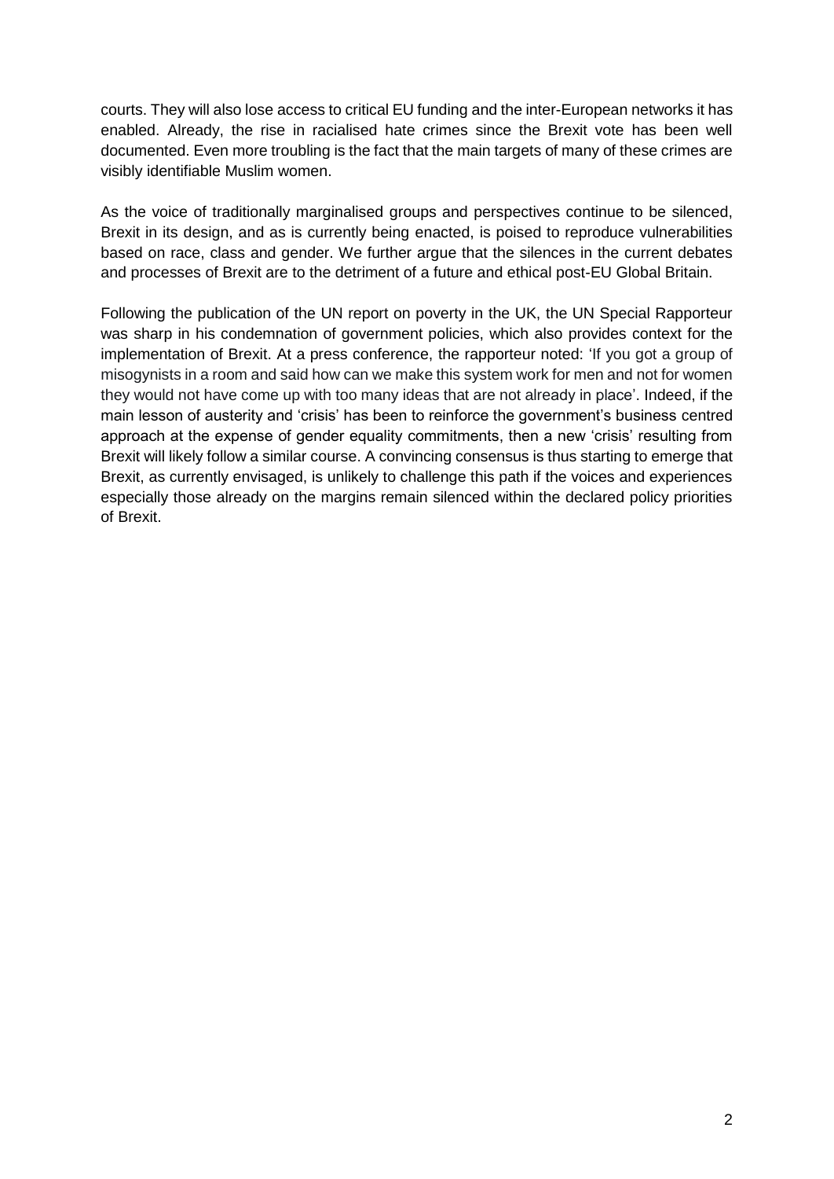courts. They will also lose access to critical EU funding and the inter-European networks it has enabled. Already, the rise in racialised hate crimes since the Brexit vote has been well documented. Even more troubling is the fact that the main targets of many of these crimes are visibly identifiable Muslim women.

As the voice of traditionally marginalised groups and perspectives continue to be silenced, Brexit in its design, and as is currently being enacted, is poised to reproduce vulnerabilities based on race, class and gender. We further argue that the silences in the current debates and processes of Brexit are to the detriment of a future and ethical post-EU Global Britain.

Following the publication of the UN report on poverty in the UK, the UN Special Rapporteur was sharp in his condemnation of government policies, which also provides context for the implementation of Brexit. At a press conference, the rapporteur noted: 'If you got a group of misogynists in a room and said how can we make this system work for men and not for women they would not have come up with too many ideas that are not already in place'. Indeed, if the main lesson of austerity and 'crisis' has been to reinforce the government's business centred approach at the expense of gender equality commitments, then a new 'crisis' resulting from Brexit will likely follow a similar course. A convincing consensus is thus starting to emerge that Brexit, as currently envisaged, is unlikely to challenge this path if the voices and experiences especially those already on the margins remain silenced within the declared policy priorities of Brexit.